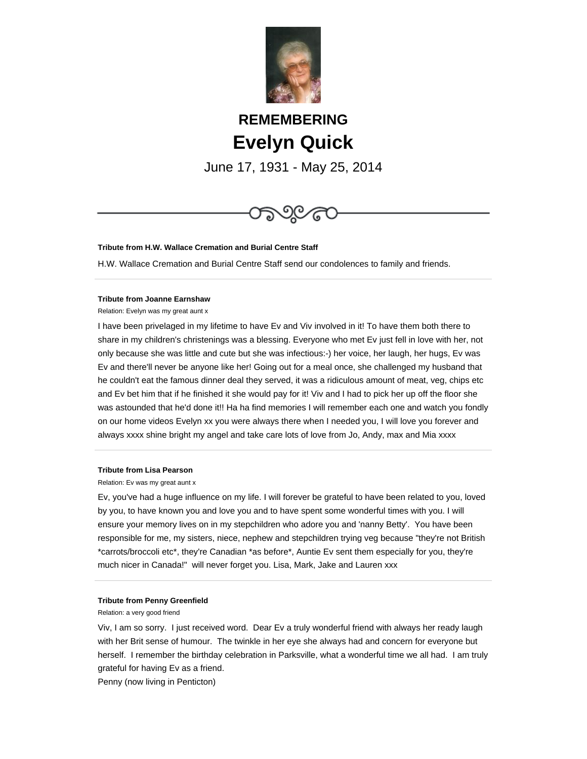# REMEMBERING

# Evelyn Quick

June 17, 1931 - May 25, 2014

---

**Tribute from H.W. Wallace Cremation and Burial Centre Staff**

H.W. Wallace Cremation and Burial Centre Staff send our condolences to family and friends.

---

**Tribute from Joanne Earnshaw**

Relation: Evelyn was my great aunt x

I have been privelaged in my lifetime to have Ev and Viv involved in it! To have them both there to share in my children's christenings was a blessing. Everyone who met Ev just fell in love with her, not only because she was little and cute but she was infectious:-) her voice, her laugh, her hugs, Ev was Ev and there'll never be anyone like her! Going out for a meal once, she challenged my husband that he couldn't eat the famous dinner deal they served, it was a ridiculous amount of meat, veg, chips etc and Ev bet him that if he finished it she would pay for it! Viv and I had to pick her up off the floor she was astounded that he'd done it!! Ha ha find memories I will remember each one and watch you fondly on our home videos Evelyn xx you were always there when I needed you, I will love you forever and always xxxx shine bright my angel and take care lots of love from Jo, Andy, max and Mia xxxx

---

**Tribute from Lisa Pearson**

Relation: Ev was my great aunt x

Ev, you've had a huge influence on my life. I will forever be grateful to have been related to you, loved by you, to have known you and love you and to have spent some wonderful times with you. I will ensure your memory lives on in my stepchildren who adore you and 'nanny Betty'. You have been responsible for me, my sisters, niece, nephew and stepchildren trying veg because "they're not British *carrots/broccoli etc*, they're Canadian *as before*, Auntie Ev sent them especially for you, they're much nicer in Canada!" will never forget you. Lisa, Mark, Jake and Lauren xxx

---

**Tribute from Penny Greenfield**

Relation: a very good friend

Viv, I am so sorry. I just received word. Dear Ev a truly wonderful friend with always her ready laugh with her Brit sense of humour. The twinkle in her eye she always had and concern for everyone but herself. I remember the birthday celebration in Parksville, what a wonderful time we all had. I am truly grateful for having Ev as a friend.
Penny (now living in Penticton)